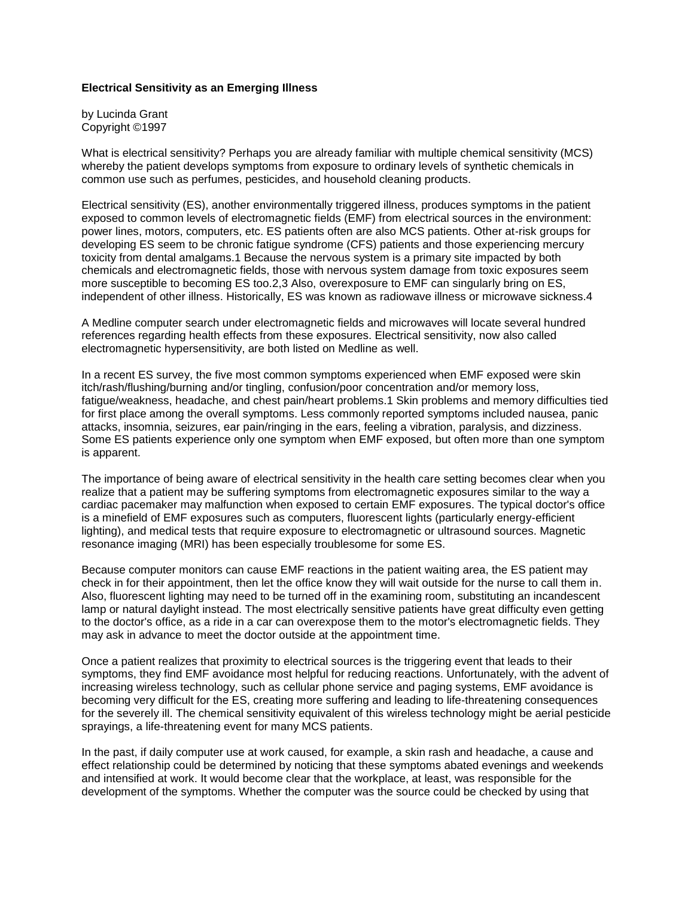# Electrical Sensitivity as an Emerging Illness

by Lucinda Grant
Copyright ©1997

What is electrical sensitivity? Perhaps you are already familiar with multiple chemical sensitivity (MCS) whereby the patient develops symptoms from exposure to ordinary levels of synthetic chemicals in common use such as perfumes, pesticides, and household cleaning products.

Electrical sensitivity (ES), another environmentally triggered illness, produces symptoms in the patient exposed to common levels of electromagnetic fields (EMF) from electrical sources in the environment: power lines, motors, computers, etc. ES patients often are also MCS patients. Other at-risk groups for developing ES seem to be chronic fatigue syndrome (CFS) patients and those experiencing mercury toxicity from dental amalgams.[1] Because the nervous system is a primary site impacted by both chemicals and electromagnetic fields, those with nervous system damage from toxic exposures seem more susceptible to becoming ES too.[2,3] Also, overexposure to EMF can singularly bring on ES, independent of other illness. Historically, ES was known as radiowave illness or microwave sickness.[4]

A Medline computer search under electromagnetic fields and microwaves will locate several hundred references regarding health effects from these exposures. Electrical sensitivity, now also called electromagnetic hypersensitivity, are both listed on Medline as well.

In a recent ES survey, the five most common symptoms experienced when EMF exposed were skin itch/rash/flushing/burning and/or tingling, confusion/poor concentration and/or memory loss, fatigue/weakness, headache, and chest pain/heart problems.[1] Skin problems and memory difficulties tied for first place among the overall symptoms. Less commonly reported symptoms included nausea, panic attacks, insomnia, seizures, ear pain/ringing in the ears, feeling a vibration, paralysis, and dizziness. Some ES patients experience only one symptom when EMF exposed, but often more than one symptom is apparent.

The importance of being aware of electrical sensitivity in the health care setting becomes clear when you realize that a patient may be suffering symptoms from electromagnetic exposures similar to the way a cardiac pacemaker may malfunction when exposed to certain EMF exposures. The typical doctor's office is a minefield of EMF exposures such as computers, fluorescent lights (particularly energy-efficient lighting), and medical tests that require exposure to electromagnetic or ultrasound sources. Magnetic resonance imaging (MRI) has been especially troublesome for some ES.

Because computer monitors can cause EMF reactions in the patient waiting area, the ES patient may check in for their appointment, then let the office know they will wait outside for the nurse to call them in. Also, fluorescent lighting may need to be turned off in the examining room, substituting an incandescent lamp or natural daylight instead. The most electrically sensitive patients have great difficulty even getting to the doctor's office, as a ride in a car can overexpose them to the motor's electromagnetic fields. They may ask in advance to meet the doctor outside at the appointment time.

Once a patient realizes that proximity to electrical sources is the triggering event that leads to their symptoms, they find EMF avoidance most helpful for reducing reactions. Unfortunately, with the advent of increasing wireless technology, such as cellular phone service and paging systems, EMF avoidance is becoming very difficult for the ES, creating more suffering and leading to life-threatening consequences for the severely ill. The chemical sensitivity equivalent of this wireless technology might be aerial pesticide sprayings, a life-threatening event for many MCS patients.

In the past, if daily computer use at work caused, for example, a skin rash and headache, a cause and effect relationship could be determined by noticing that these symptoms abated evenings and weekends and intensified at work. It would become clear that the workplace, at least, was responsible for the development of the symptoms. Whether the computer was the source could be checked by using that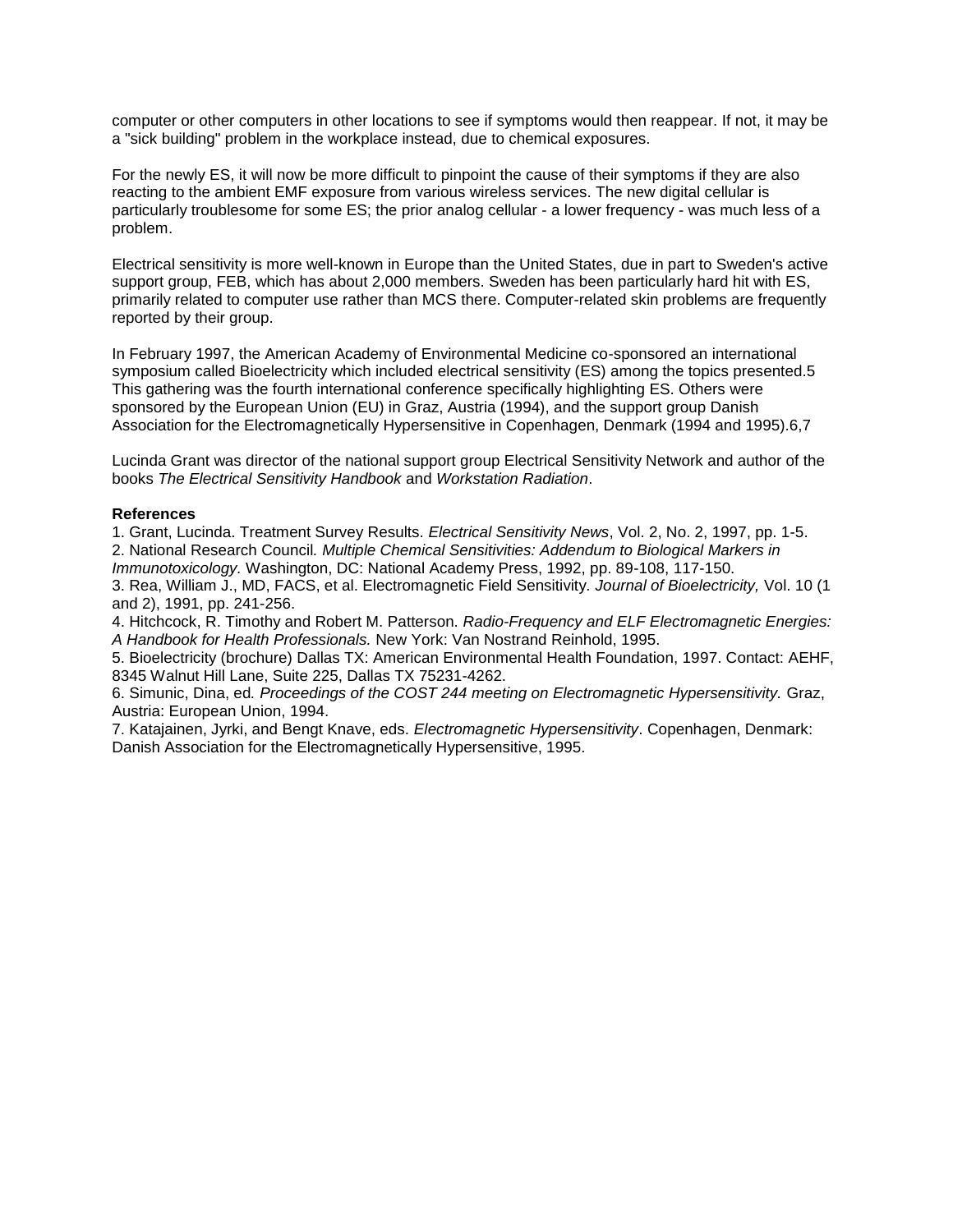computer or other computers in other locations to see if symptoms would then reappear. If not, it may be a "sick building" problem in the workplace instead, due to chemical exposures.

For the newly ES, it will now be more difficult to pinpoint the cause of their symptoms if they are also reacting to the ambient EMF exposure from various wireless services. The new digital cellular is particularly troublesome for some ES; the prior analog cellular - a lower frequency - was much less of a problem.

Electrical sensitivity is more well-known in Europe than the United States, due in part to Sweden's active support group, FEB, which has about 2,000 members. Sweden has been particularly hard hit with ES, primarily related to computer use rather than MCS there. Computer-related skin problems are frequently reported by their group.

In February 1997, the American Academy of Environmental Medicine co-sponsored an international symposium called Bioelectricity which included electrical sensitivity (ES) among the topics presented.[5] This gathering was the fourth international conference specifically highlighting ES. Others were sponsored by the European Union (EU) in Graz, Austria (1994), and the support group Danish Association for the Electromagnetically Hypersensitive in Copenhagen, Denmark (1994 and 1995).[6,7]

Lucinda Grant was director of the national support group Electrical Sensitivity Network and author of the books *The Electrical Sensitivity Handbook* and *Workstation Radiation*.

**References**

1. Grant, Lucinda. Treatment Survey Results. *Electrical Sensitivity News*, Vol. 2, No. 2, 1997, pp. 1-5.
2. National Research Council. *Multiple Chemical Sensitivities: Addendum to Biological Markers in Immunotoxicology*. Washington, DC: National Academy Press, 1992, pp. 89-108, 117-150.
3. Rea, William J., MD, FACS, et al. Electromagnetic Field Sensitivity. *Journal of Bioelectricity,* Vol. 10 (1 and 2), 1991, pp. 241-256.
4. Hitchcock, R. Timothy and Robert M. Patterson. *Radio-Frequency and ELF Electromagnetic Energies: A Handbook for Health Professionals.* New York: Van Nostrand Reinhold, 1995.
5. Bioelectricity (brochure) Dallas TX: American Environmental Health Foundation, 1997. Contact: AEHF, 8345 Walnut Hill Lane, Suite 225, Dallas TX 75231-4262.
6. Simunic, Dina, ed. *Proceedings of the COST 244 meeting on Electromagnetic Hypersensitivity.* Graz, Austria: European Union, 1994.
7. Katajainen, Jyrki, and Bengt Knave, eds. *Electromagnetic Hypersensitivity*. Copenhagen, Denmark: Danish Association for the Electromagnetically Hypersensitive, 1995.